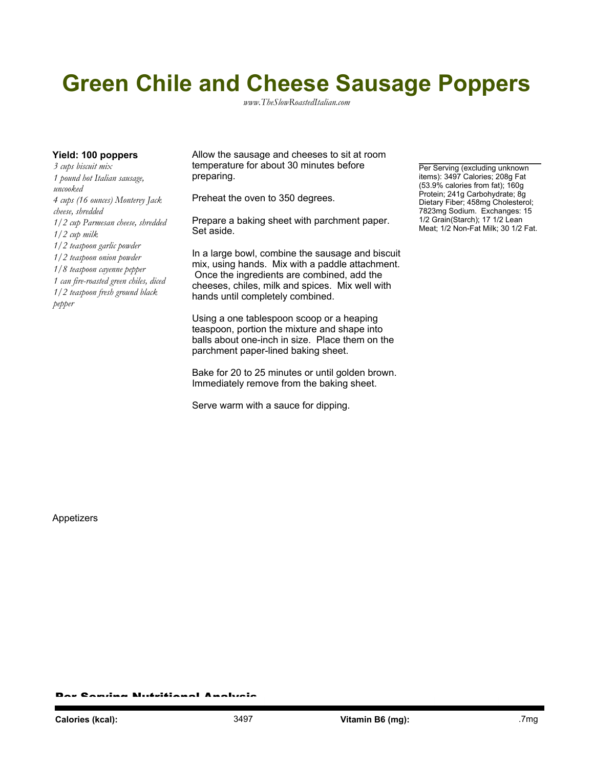# Green Chile and Cheese Sausage Poppers

*www.TheSlowRoastedItalian.com*

**Yield: 100 poppers**

*3 cups biscuit mix*
*1 pound hot Italian sausage, uncooked*
*4 cups (16 ounces) Monterey Jack cheese, shredded*
*1/2 cup Parmesan cheese, shredded*
*1/2 cup milk*
*1/2 teaspoon garlic powder*
*1/2 teaspoon onion powder*
*1/8 teaspoon cayenne pepper*
*1 can fire-roasted green chiles, diced*
*1/2 teaspoon fresh ground black pepper*

Allow the sausage and cheeses to sit at room temperature for about 30 minutes before preparing.

Preheat the oven to 350 degrees.

Prepare a baking sheet with parchment paper. Set aside.

In a large bowl, combine the sausage and biscuit mix, using hands. Mix with a paddle attachment. Once the ingredients are combined, add the cheeses, chiles, milk and spices. Mix well with hands until completely combined.

Using a one tablespoon scoop or a heaping teaspoon, portion the mixture and shape into balls about one-inch in size. Place them on the parchment paper-lined baking sheet.

Bake for 20 to 25 minutes or until golden brown. Immediately remove from the baking sheet.

Serve warm with a sauce for dipping.

Per Serving (excluding unknown items): 3497 Calories; 208g Fat (53.9% calories from fat); 160g Protein; 241g Carbohydrate; 8g Dietary Fiber; 458mg Cholesterol; 7823mg Sodium. Exchanges: 15 1/2 Grain(Starch); 17 1/2 Lean Meat; 1/2 Non-Fat Milk; 30 1/2 Fat.

Appetizers

## Per Serving Nutritional Analysis

| | | | |
|---|---|---|---|
| **Calories (kcal):** | 3497 | **Vitamin B6 (mg):** | .7mg |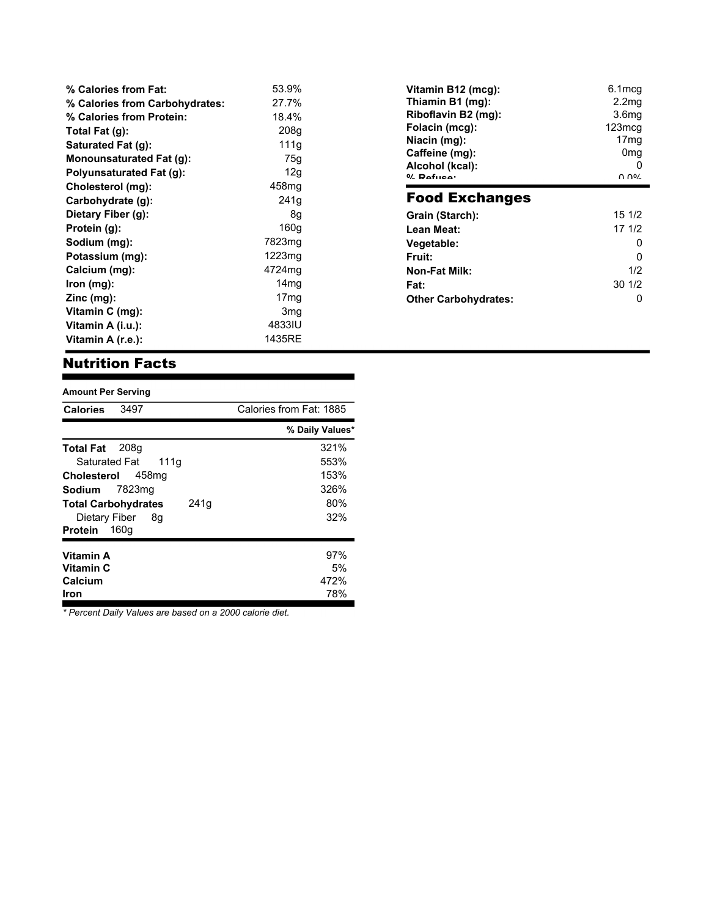| | |
|---|---|
| % Calories from Fat: | 53.9% |
| % Calories from Carbohydrates: | 27.7% |
| % Calories from Protein: | 18.4% |
| Total Fat (g): | 208g |
| Saturated Fat (g): | 111g |
| Monounsaturated Fat (g): | 75g |
| Polyunsaturated Fat (g): | 12g |
| Cholesterol (mg): | 458mg |
| Carbohydrate (g): | 241g |
| Dietary Fiber (g): | 8g |
| Protein (g): | 160g |
| Sodium (mg): | 7823mg |
| Potassium (mg): | 1223mg |
| Calcium (mg): | 4724mg |
| Iron (mg): | 14mg |
| Zinc (mg): | 17mg |
| Vitamin C (mg): | 3mg |
| Vitamin A (i.u.): | 4833IU |
| Vitamin A (r.e.): | 1435RE |
| Vitamin B12 (mcg): | 6.1mcg |
| Thiamin B1 (mg): | 2.2mg |
| Riboflavin B2 (mg): | 3.6mg |
| Folacin (mcg): | 123mcg |
| Niacin (mg): | 17mg |
| Caffeine (mg): | 0mg |
| Alcohol (kcal): | 0 |
| % Refuse: | 0.0% |

## Food Exchanges

| | |
|---|---|
| Grain (Starch): | 15 1/2 |
| Lean Meat: | 17 1/2 |
| Vegetable: | 0 |
| Fruit: | 0 |
| Non-Fat Milk: | 1/2 |
| Fat: | 30 1/2 |
| Other Carbohydrates: | 0 |

## Nutrition Facts

**Amount Per Serving**

**Calories** 3497 — Calories from Fat: 1885

| | % Daily Values* |
|---|---|
| **Total Fat** 208g | 321% |
| Saturated Fat 111g | 553% |
| **Cholesterol** 458mg | 153% |
| **Sodium** 7823mg | 326% |
| **Total Carbohydrates** 241g | 80% |
| Dietary Fiber 8g | 32% |
| **Protein** 160g | |
| **Vitamin A** | 97% |
| **Vitamin C** | 5% |
| **Calcium** | 472% |
| **Iron** | 78% |

*\* Percent Daily Values are based on a 2000 calorie diet.*